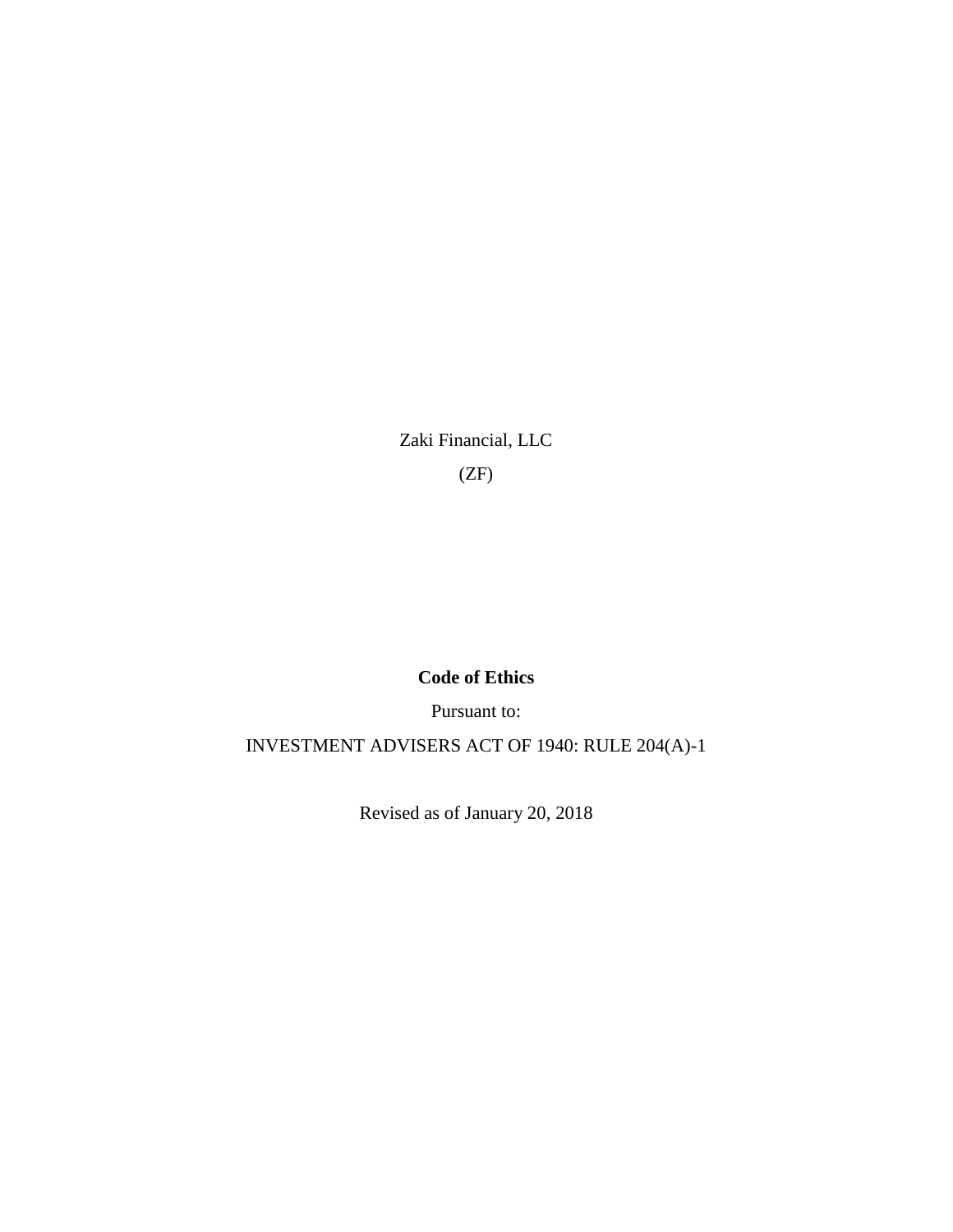Zaki Financial, LLC

(ZF)

**Code of Ethics**

Pursuant to:

INVESTMENT ADVISERS ACT OF 1940: RULE 204(A)-1

Revised as of January 20, 2018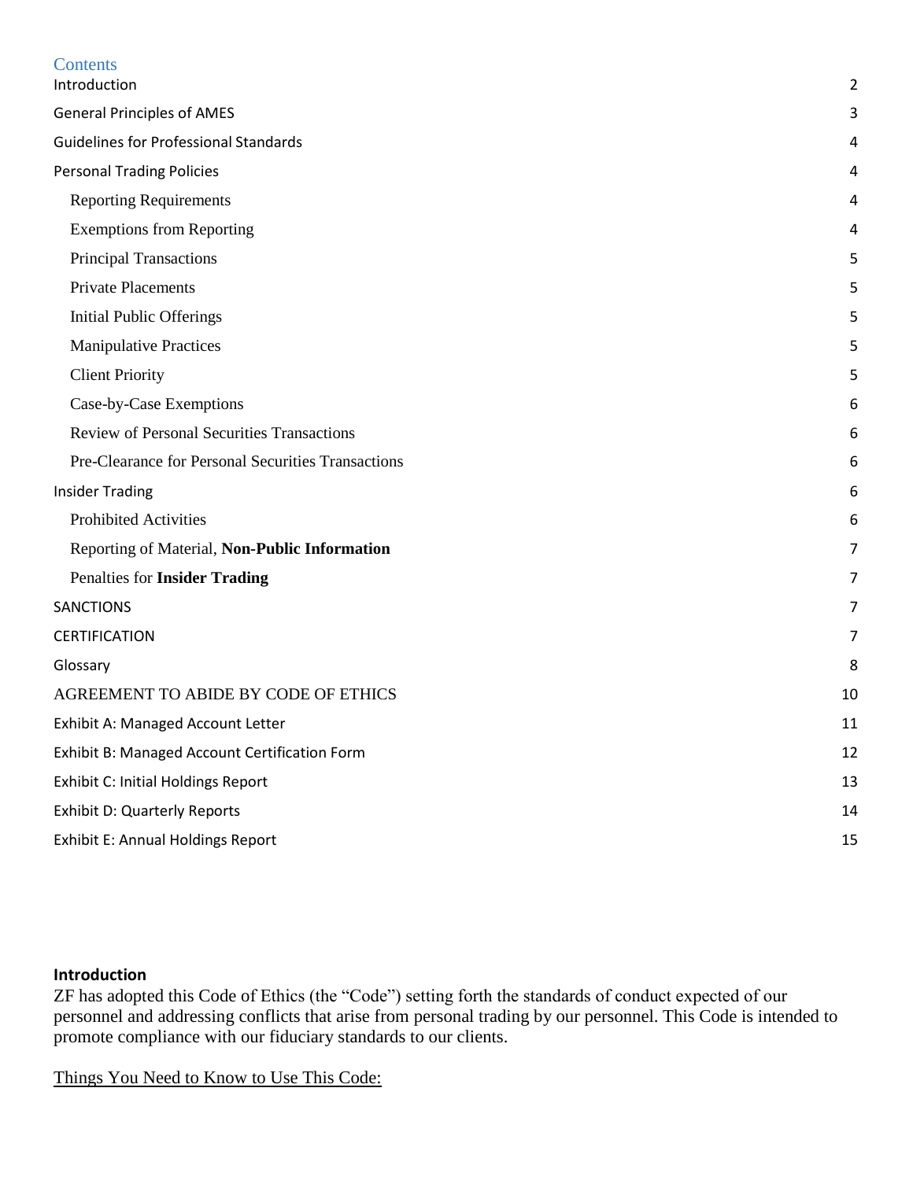## Contents

| | |
|---|---|
| Introduction | 2 |
| General Principles of AMES | 3 |
| Guidelines for Professional Standards | 4 |
| Personal Trading Policies | 4 |
| Reporting Requirements | 4 |
| Exemptions from Reporting | 4 |
| Principal Transactions | 5 |
| Private Placements | 5 |
| Initial Public Offerings | 5 |
| Manipulative Practices | 5 |
| Client Priority | 5 |
| Case-by-Case Exemptions | 6 |
| Review of Personal Securities Transactions | 6 |
| Pre-Clearance for Personal Securities Transactions | 6 |
| Insider Trading | 6 |
| Prohibited Activities | 6 |
| Reporting of Material, **Non-Public Information** | 7 |
| Penalties for **Insider Trading** | 7 |
| SANCTIONS | 7 |
| CERTIFICATION | 7 |
| Glossary | 8 |
| AGREEMENT TO ABIDE BY CODE OF ETHICS | 10 |
| Exhibit A: Managed Account Letter | 11 |
| Exhibit B: Managed Account Certification Form | 12 |
| Exhibit C: Initial Holdings Report | 13 |
| Exhibit D: Quarterly Reports | 14 |
| Exhibit E: Annual Holdings Report | 15 |

## Introduction

ZF has adopted this Code of Ethics (the "Code") setting forth the standards of conduct expected of our personnel and addressing conflicts that arise from personal trading by our personnel. This Code is intended to promote compliance with our fiduciary standards to our clients.

<u>Things You Need to Know to Use This Code:</u>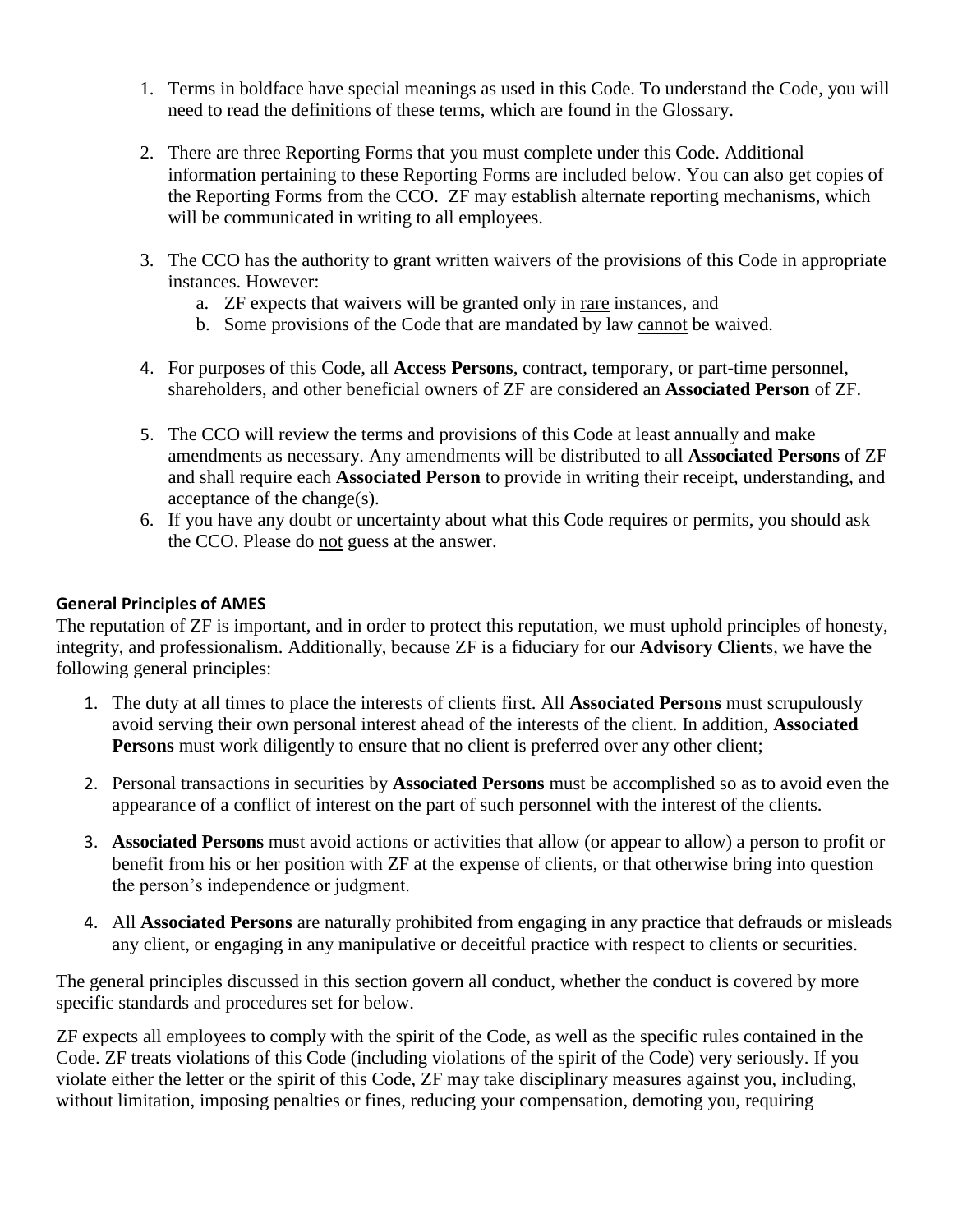1. Terms in boldface have special meanings as used in this Code. To understand the Code, you will need to read the definitions of these terms, which are found in the Glossary.

2. There are three Reporting Forms that you must complete under this Code. Additional information pertaining to these Reporting Forms are included below. You can also get copies of the Reporting Forms from the CCO. ZF may establish alternate reporting mechanisms, which will be communicated in writing to all employees.

3. The CCO has the authority to grant written waivers of the provisions of this Code in appropriate instances. However:
   a. ZF expects that waivers will be granted only in rare instances, and
   b. Some provisions of the Code that are mandated by law cannot be waived.

4. For purposes of this Code, all **Access Persons**, contract, temporary, or part-time personnel, shareholders, and other beneficial owners of ZF are considered an **Associated Person** of ZF.

5. The CCO will review the terms and provisions of this Code at least annually and make amendments as necessary. Any amendments will be distributed to all **Associated Persons** of ZF and shall require each **Associated Person** to provide in writing their receipt, understanding, and acceptance of the change(s).
6. If you have any doubt or uncertainty about what this Code requires or permits, you should ask the CCO. Please do not guess at the answer.

**General Principles of AMES**

The reputation of ZF is important, and in order to protect this reputation, we must uphold principles of honesty, integrity, and professionalism. Additionally, because ZF is a fiduciary for our **Advisory Client**s, we have the following general principles:

1. The duty at all times to place the interests of clients first. All **Associated Persons** must scrupulously avoid serving their own personal interest ahead of the interests of the client. In addition, **Associated Persons** must work diligently to ensure that no client is preferred over any other client;

2. Personal transactions in securities by **Associated Persons** must be accomplished so as to avoid even the appearance of a conflict of interest on the part of such personnel with the interest of the clients.

3. **Associated Persons** must avoid actions or activities that allow (or appear to allow) a person to profit or benefit from his or her position with ZF at the expense of clients, or that otherwise bring into question the person's independence or judgment.

4. All **Associated Persons** are naturally prohibited from engaging in any practice that defrauds or misleads any client, or engaging in any manipulative or deceitful practice with respect to clients or securities.

The general principles discussed in this section govern all conduct, whether the conduct is covered by more specific standards and procedures set for below.

ZF expects all employees to comply with the spirit of the Code, as well as the specific rules contained in the Code. ZF treats violations of this Code (including violations of the spirit of the Code) very seriously. If you violate either the letter or the spirit of this Code, ZF may take disciplinary measures against you, including, without limitation, imposing penalties or fines, reducing your compensation, demoting you, requiring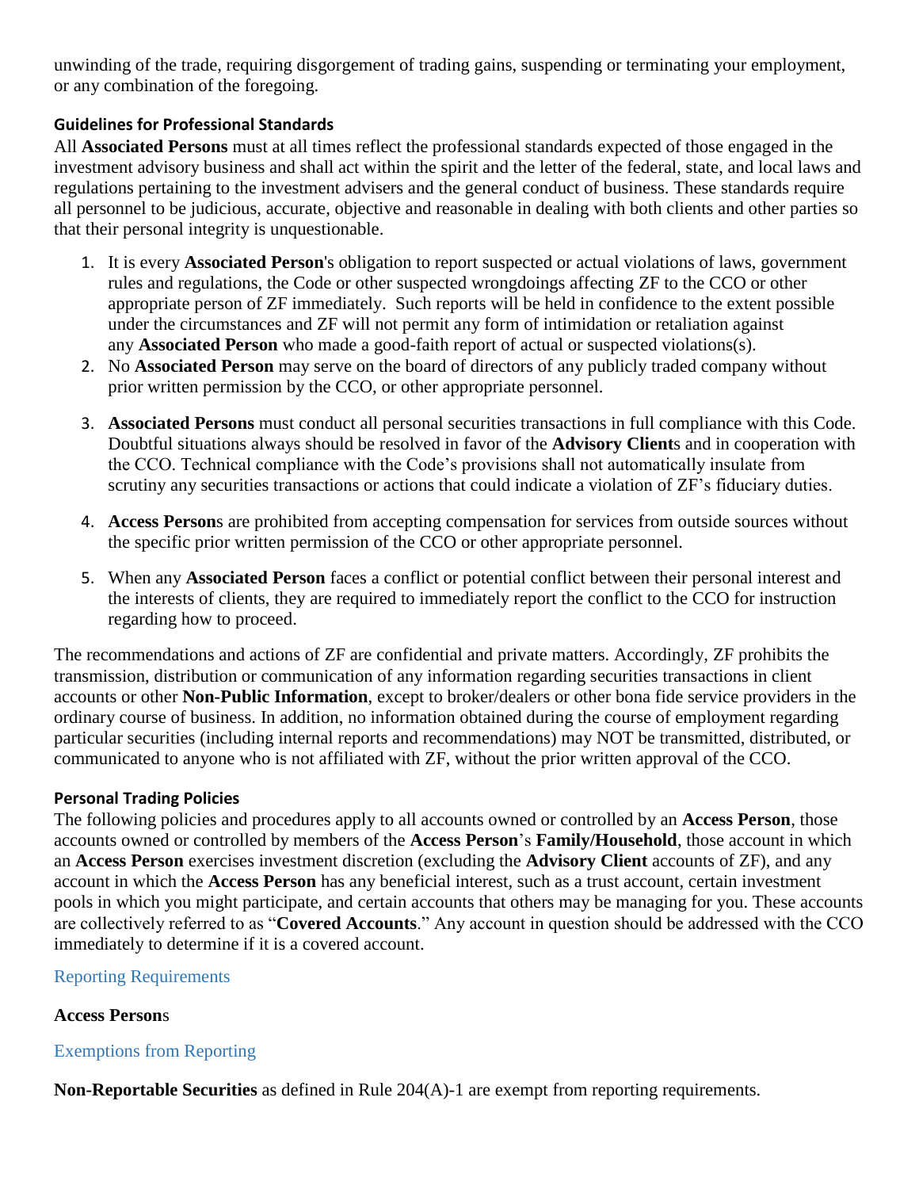unwinding of the trade, requiring disgorgement of trading gains, suspending or terminating your employment, or any combination of the foregoing.

### Guidelines for Professional Standards

All **Associated Persons** must at all times reflect the professional standards expected of those engaged in the investment advisory business and shall act within the spirit and the letter of the federal, state, and local laws and regulations pertaining to the investment advisers and the general conduct of business. These standards require all personnel to be judicious, accurate, objective and reasonable in dealing with both clients and other parties so that their personal integrity is unquestionable.

1. It is every **Associated Person**'s obligation to report suspected or actual violations of laws, government rules and regulations, the Code or other suspected wrongdoings affecting ZF to the CCO or other appropriate person of ZF immediately. Such reports will be held in confidence to the extent possible under the circumstances and ZF will not permit any form of intimidation or retaliation against any **Associated Person** who made a good-faith report of actual or suspected violations(s).
2. No **Associated Person** may serve on the board of directors of any publicly traded company without prior written permission by the CCO, or other appropriate personnel.
3. **Associated Persons** must conduct all personal securities transactions in full compliance with this Code. Doubtful situations always should be resolved in favor of the **Advisory Client**s and in cooperation with the CCO. Technical compliance with the Code's provisions shall not automatically insulate from scrutiny any securities transactions or actions that could indicate a violation of ZF's fiduciary duties.
4. **Access Person**s are prohibited from accepting compensation for services from outside sources without the specific prior written permission of the CCO or other appropriate personnel.
5. When any **Associated Person** faces a conflict or potential conflict between their personal interest and the interests of clients, they are required to immediately report the conflict to the CCO for instruction regarding how to proceed.

The recommendations and actions of ZF are confidential and private matters. Accordingly, ZF prohibits the transmission, distribution or communication of any information regarding securities transactions in client accounts or other **Non-Public Information**, except to broker/dealers or other bona fide service providers in the ordinary course of business. In addition, no information obtained during the course of employment regarding particular securities (including internal reports and recommendations) may NOT be transmitted, distributed, or communicated to anyone who is not affiliated with ZF, without the prior written approval of the CCO.

### Personal Trading Policies

The following policies and procedures apply to all accounts owned or controlled by an **Access Person**, those accounts owned or controlled by members of the **Access Person**'s **Family/Household**, those account in which an **Access Person** exercises investment discretion (excluding the **Advisory Client** accounts of ZF), and any account in which the **Access Person** has any beneficial interest, such as a trust account, certain investment pools in which you might participate, and certain accounts that others may be managing for you. These accounts are collectively referred to as "**Covered Accounts**." Any account in question should be addressed with the CCO immediately to determine if it is a covered account.

#### Reporting Requirements

**Access Person**s

#### Exemptions from Reporting

**Non-Reportable Securities** as defined in Rule 204(A)-1 are exempt from reporting requirements.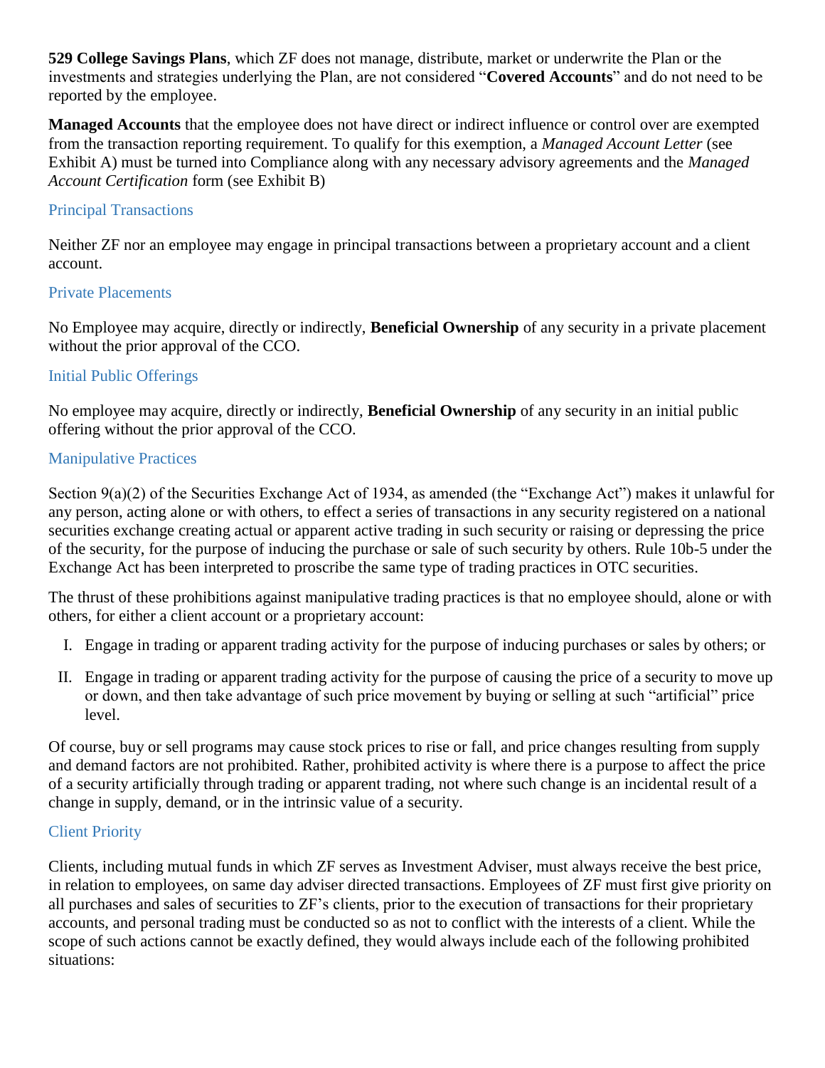**529 College Savings Plans**, which ZF does not manage, distribute, market or underwrite the Plan or the investments and strategies underlying the Plan, are not considered "**Covered Accounts**" and do not need to be reported by the employee.

**Managed Accounts** that the employee does not have direct or indirect influence or control over are exempted from the transaction reporting requirement. To qualify for this exemption, a *Managed Account Letter* (see Exhibit A) must be turned into Compliance along with any necessary advisory agreements and the *Managed Account Certification* form (see Exhibit B)

### Principal Transactions

Neither ZF nor an employee may engage in principal transactions between a proprietary account and a client account.

### Private Placements

No Employee may acquire, directly or indirectly, **Beneficial Ownership** of any security in a private placement without the prior approval of the CCO.

### Initial Public Offerings

No employee may acquire, directly or indirectly, **Beneficial Ownership** of any security in an initial public offering without the prior approval of the CCO.

### Manipulative Practices

Section 9(a)(2) of the Securities Exchange Act of 1934, as amended (the "Exchange Act") makes it unlawful for any person, acting alone or with others, to effect a series of transactions in any security registered on a national securities exchange creating actual or apparent active trading in such security or raising or depressing the price of the security, for the purpose of inducing the purchase or sale of such security by others. Rule 10b-5 under the Exchange Act has been interpreted to proscribe the same type of trading practices in OTC securities.

The thrust of these prohibitions against manipulative trading practices is that no employee should, alone or with others, for either a client account or a proprietary account:

I. Engage in trading or apparent trading activity for the purpose of inducing purchases or sales by others; or

II. Engage in trading or apparent trading activity for the purpose of causing the price of a security to move up or down, and then take advantage of such price movement by buying or selling at such "artificial" price level.

Of course, buy or sell programs may cause stock prices to rise or fall, and price changes resulting from supply and demand factors are not prohibited. Rather, prohibited activity is where there is a purpose to affect the price of a security artificially through trading or apparent trading, not where such change is an incidental result of a change in supply, demand, or in the intrinsic value of a security.

### Client Priority

Clients, including mutual funds in which ZF serves as Investment Adviser, must always receive the best price, in relation to employees, on same day adviser directed transactions. Employees of ZF must first give priority on all purchases and sales of securities to ZF's clients, prior to the execution of transactions for their proprietary accounts, and personal trading must be conducted so as not to conflict with the interests of a client. While the scope of such actions cannot be exactly defined, they would always include each of the following prohibited situations: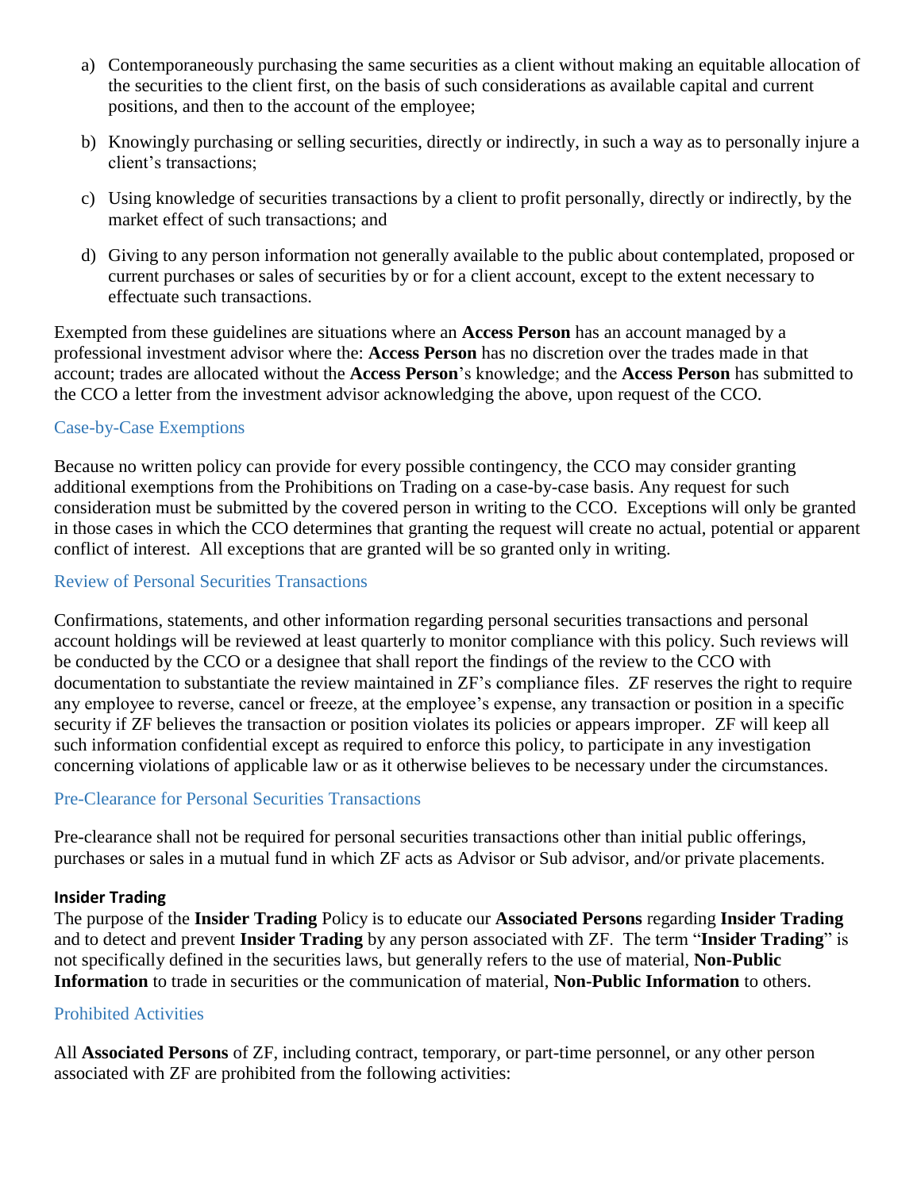a) Contemporaneously purchasing the same securities as a client without making an equitable allocation of the securities to the client first, on the basis of such considerations as available capital and current positions, and then to the account of the employee;

b) Knowingly purchasing or selling securities, directly or indirectly, in such a way as to personally injure a client's transactions;

c) Using knowledge of securities transactions by a client to profit personally, directly or indirectly, by the market effect of such transactions; and

d) Giving to any person information not generally available to the public about contemplated, proposed or current purchases or sales of securities by or for a client account, except to the extent necessary to effectuate such transactions.

Exempted from these guidelines are situations where an **Access Person** has an account managed by a professional investment advisor where the: **Access Person** has no discretion over the trades made in that account; trades are allocated without the **Access Person**'s knowledge; and the **Access Person** has submitted to the CCO a letter from the investment advisor acknowledging the above, upon request of the CCO.

### Case-by-Case Exemptions

Because no written policy can provide for every possible contingency, the CCO may consider granting additional exemptions from the Prohibitions on Trading on a case-by-case basis. Any request for such consideration must be submitted by the covered person in writing to the CCO. Exceptions will only be granted in those cases in which the CCO determines that granting the request will create no actual, potential or apparent conflict of interest. All exceptions that are granted will be so granted only in writing.

### Review of Personal Securities Transactions

Confirmations, statements, and other information regarding personal securities transactions and personal account holdings will be reviewed at least quarterly to monitor compliance with this policy. Such reviews will be conducted by the CCO or a designee that shall report the findings of the review to the CCO with documentation to substantiate the review maintained in ZF's compliance files. ZF reserves the right to require any employee to reverse, cancel or freeze, at the employee's expense, any transaction or position in a specific security if ZF believes the transaction or position violates its policies or appears improper. ZF will keep all such information confidential except as required to enforce this policy, to participate in any investigation concerning violations of applicable law or as it otherwise believes to be necessary under the circumstances.

### Pre-Clearance for Personal Securities Transactions

Pre-clearance shall not be required for personal securities transactions other than initial public offerings, purchases or sales in a mutual fund in which ZF acts as Advisor or Sub advisor, and/or private placements.

## Insider Trading

The purpose of the **Insider Trading** Policy is to educate our **Associated Persons** regarding **Insider Trading** and to detect and prevent **Insider Trading** by any person associated with ZF. The term "**Insider Trading**" is not specifically defined in the securities laws, but generally refers to the use of material, **Non-Public Information** to trade in securities or the communication of material, **Non-Public Information** to others.

### Prohibited Activities

All **Associated Persons** of ZF, including contract, temporary, or part-time personnel, or any other person associated with ZF are prohibited from the following activities: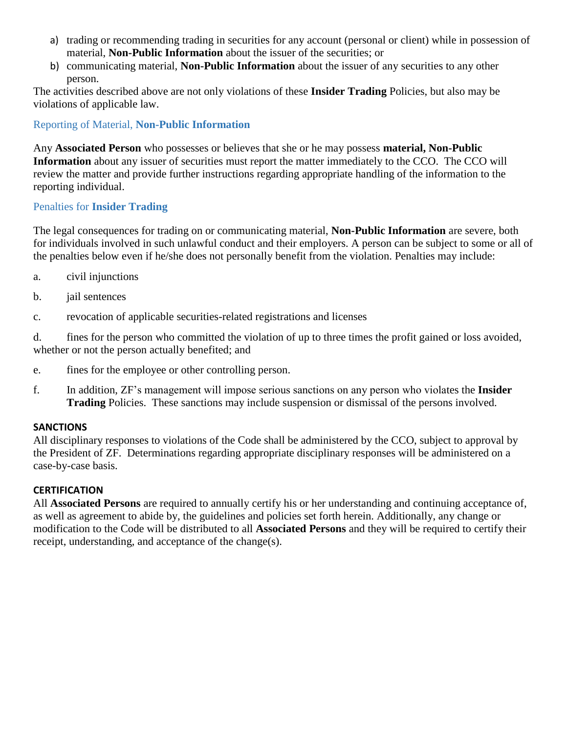a) trading or recommending trading in securities for any account (personal or client) while in possession of material, **Non-Public Information** about the issuer of the securities; or
b) communicating material, **Non-Public Information** about the issuer of any securities to any other person.

The activities described above are not only violations of these **Insider Trading** Policies, but also may be violations of applicable law.

### Reporting of Material, **Non-Public Information**

Any **Associated Person** who possesses or believes that she or he may possess **material, Non-Public Information** about any issuer of securities must report the matter immediately to the CCO. The CCO will review the matter and provide further instructions regarding appropriate handling of the information to the reporting individual.

### Penalties for **Insider Trading**

The legal consequences for trading on or communicating material, **Non-Public Information** are severe, both for individuals involved in such unlawful conduct and their employers. A person can be subject to some or all of the penalties below even if he/she does not personally benefit from the violation. Penalties may include:

a. civil injunctions

b. jail sentences

c. revocation of applicable securities-related registrations and licenses

d. fines for the person who committed the violation of up to three times the profit gained or loss avoided, whether or not the person actually benefited; and

e. fines for the employee or other controlling person.

f. In addition, ZF's management will impose serious sanctions on any person who violates the **Insider Trading** Policies. These sanctions may include suspension or dismissal of the persons involved.

## SANCTIONS

All disciplinary responses to violations of the Code shall be administered by the CCO, subject to approval by the President of ZF. Determinations regarding appropriate disciplinary responses will be administered on a case-by-case basis.

## CERTIFICATION

All **Associated Persons** are required to annually certify his or her understanding and continuing acceptance of, as well as agreement to abide by, the guidelines and policies set forth herein. Additionally, any change or modification to the Code will be distributed to all **Associated Persons** and they will be required to certify their receipt, understanding, and acceptance of the change(s).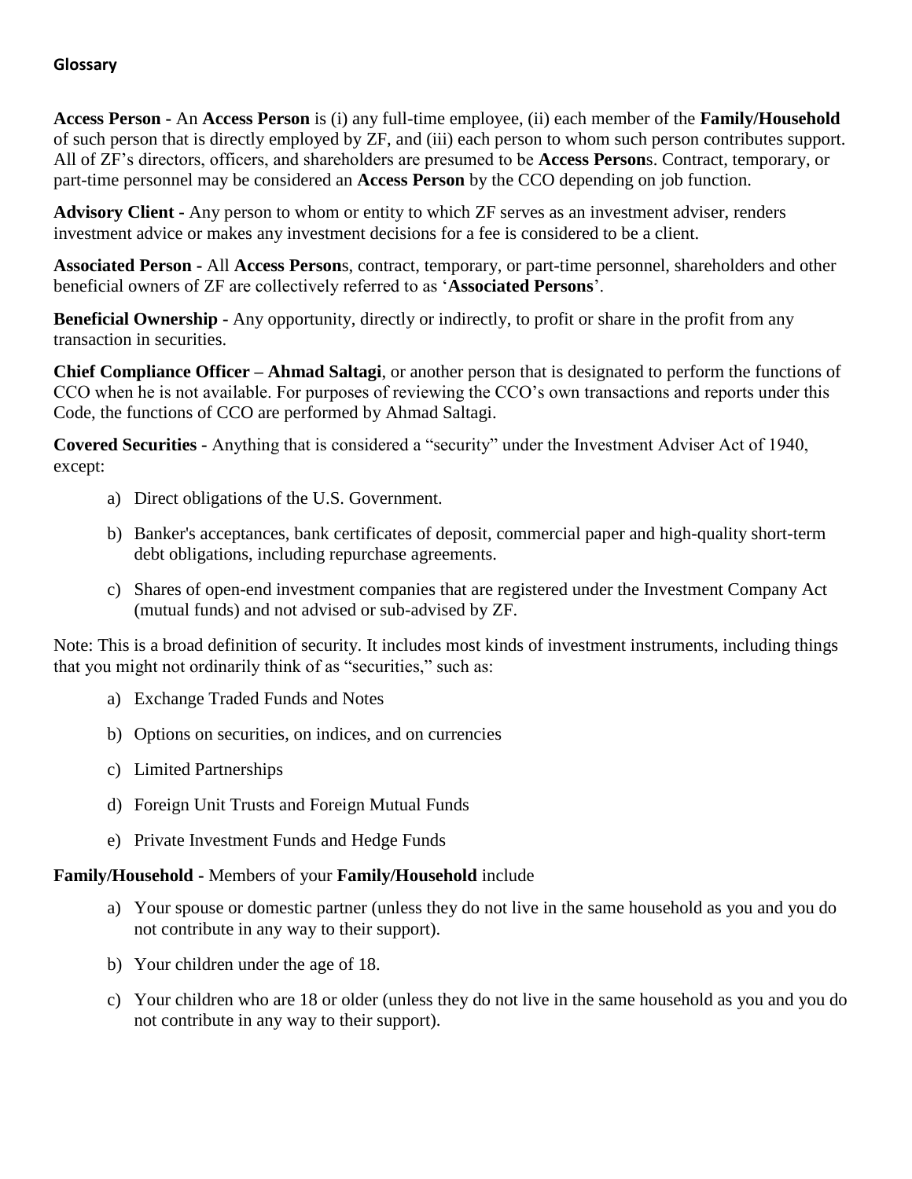## Glossary

**Access Person -** An **Access Person** is (i) any full-time employee, (ii) each member of the **Family/Household** of such person that is directly employed by ZF, and (iii) each person to whom such person contributes support. All of ZF's directors, officers, and shareholders are presumed to be **Access Person**s. Contract, temporary, or part-time personnel may be considered an **Access Person** by the CCO depending on job function.

**Advisory Client -** Any person to whom or entity to which ZF serves as an investment adviser, renders investment advice or makes any investment decisions for a fee is considered to be a client.

**Associated Person -** All **Access Person**s, contract, temporary, or part-time personnel, shareholders and other beneficial owners of ZF are collectively referred to as '**Associated Persons**'.

**Beneficial Ownership -** Any opportunity, directly or indirectly, to profit or share in the profit from any transaction in securities.

**Chief Compliance Officer – Ahmad Saltagi**, or another person that is designated to perform the functions of CCO when he is not available. For purposes of reviewing the CCO's own transactions and reports under this Code, the functions of CCO are performed by Ahmad Saltagi.

**Covered Securities -** Anything that is considered a "security" under the Investment Adviser Act of 1940, except:

a) Direct obligations of the U.S. Government.

b) Banker's acceptances, bank certificates of deposit, commercial paper and high-quality short-term debt obligations, including repurchase agreements.

c) Shares of open-end investment companies that are registered under the Investment Company Act (mutual funds) and not advised or sub-advised by ZF.

Note: This is a broad definition of security. It includes most kinds of investment instruments, including things that you might not ordinarily think of as "securities," such as:

a) Exchange Traded Funds and Notes

b) Options on securities, on indices, and on currencies

c) Limited Partnerships

d) Foreign Unit Trusts and Foreign Mutual Funds

e) Private Investment Funds and Hedge Funds

**Family/Household -** Members of your **Family/Household** include

a) Your spouse or domestic partner (unless they do not live in the same household as you and you do not contribute in any way to their support).

b) Your children under the age of 18.

c) Your children who are 18 or older (unless they do not live in the same household as you and you do not contribute in any way to their support).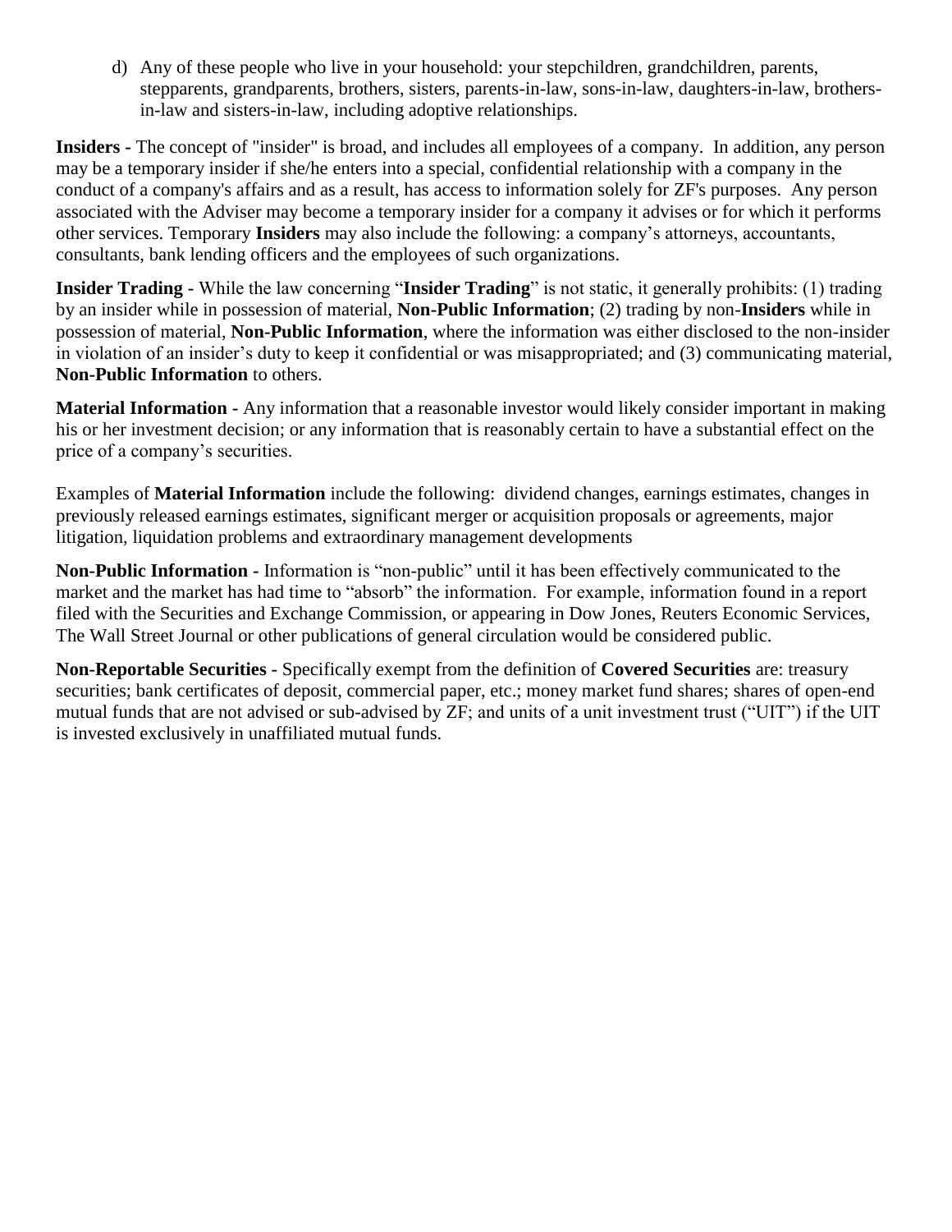d) Any of these people who live in your household: your stepchildren, grandchildren, parents, stepparents, grandparents, brothers, sisters, parents-in-law, sons-in-law, daughters-in-law, brothers-in-law and sisters-in-law, including adoptive relationships.

**Insiders -** The concept of "insider" is broad, and includes all employees of a company. In addition, any person may be a temporary insider if she/he enters into a special, confidential relationship with a company in the conduct of a company's affairs and as a result, has access to information solely for ZF's purposes. Any person associated with the Adviser may become a temporary insider for a company it advises or for which it performs other services. Temporary **Insiders** may also include the following: a company's attorneys, accountants, consultants, bank lending officers and the employees of such organizations.

**Insider Trading -** While the law concerning "**Insider Trading**" is not static, it generally prohibits: (1) trading by an insider while in possession of material, **Non-Public Information**; (2) trading by non-**Insiders** while in possession of material, **Non-Public Information**, where the information was either disclosed to the non-insider in violation of an insider's duty to keep it confidential or was misappropriated; and (3) communicating material, **Non-Public Information** to others.

**Material Information -** Any information that a reasonable investor would likely consider important in making his or her investment decision; or any information that is reasonably certain to have a substantial effect on the price of a company's securities.

Examples of **Material Information** include the following: dividend changes, earnings estimates, changes in previously released earnings estimates, significant merger or acquisition proposals or agreements, major litigation, liquidation problems and extraordinary management developments

**Non-Public Information -** Information is "non-public" until it has been effectively communicated to the market and the market has had time to "absorb" the information. For example, information found in a report filed with the Securities and Exchange Commission, or appearing in Dow Jones, Reuters Economic Services, The Wall Street Journal or other publications of general circulation would be considered public.

**Non-Reportable Securities -** Specifically exempt from the definition of **Covered Securities** are: treasury securities; bank certificates of deposit, commercial paper, etc.; money market fund shares; shares of open-end mutual funds that are not advised or sub-advised by ZF; and units of a unit investment trust ("UIT") if the UIT is invested exclusively in unaffiliated mutual funds.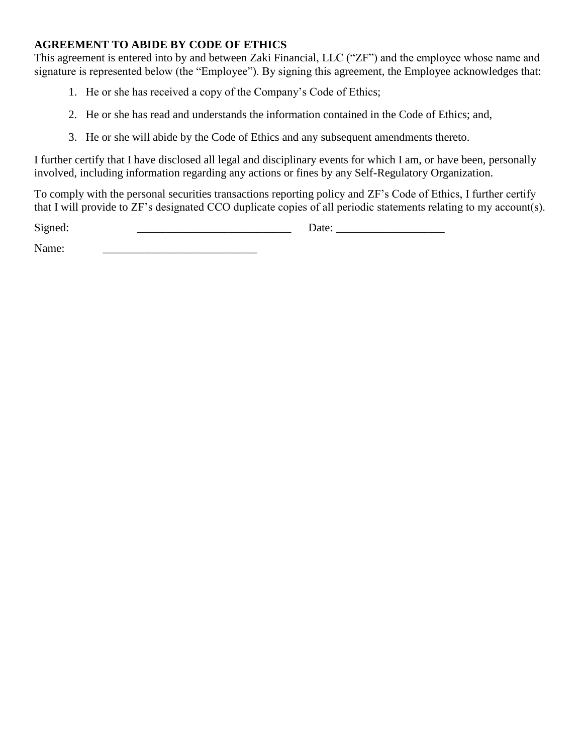**AGREEMENT TO ABIDE BY CODE OF ETHICS**

This agreement is entered into by and between Zaki Financial, LLC ("ZF") and the employee whose name and signature is represented below (the "Employee"). By signing this agreement, the Employee acknowledges that:

1. He or she has received a copy of the Company's Code of Ethics;
2. He or she has read and understands the information contained in the Code of Ethics; and,
3. He or she will abide by the Code of Ethics and any subsequent amendments thereto.

I further certify that I have disclosed all legal and disciplinary events for which I am, or have been, personally involved, including information regarding any actions or fines by any Self-Regulatory Organization.

To comply with the personal securities transactions reporting policy and ZF's Code of Ethics, I further certify that I will provide to ZF's designated CCO duplicate copies of all periodic statements relating to my account(s).

Signed: ___________________________ Date: ___________________

Name: ___________________________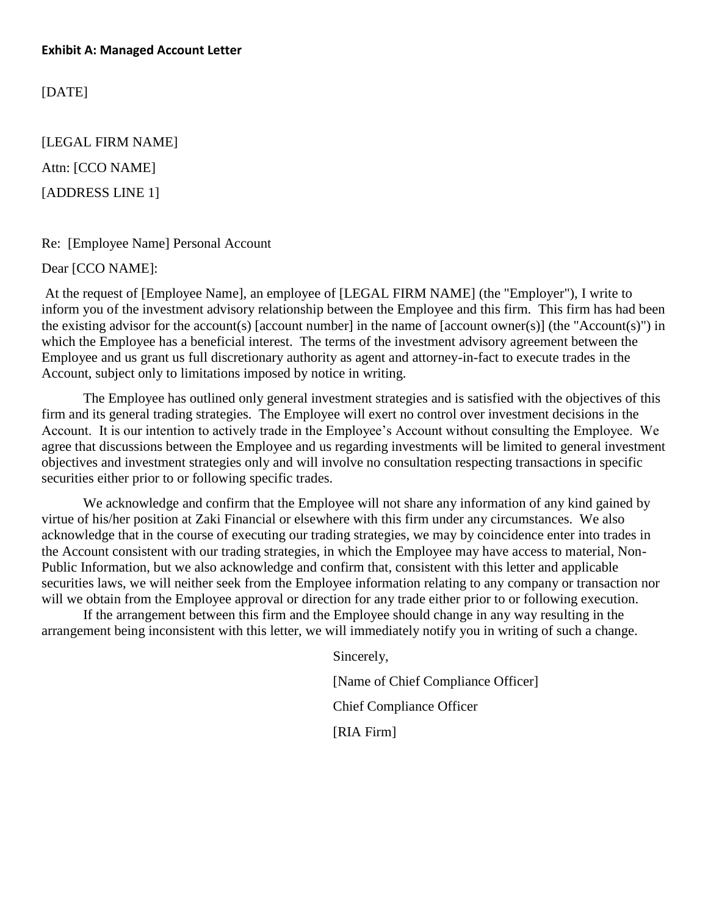**Exhibit A: Managed Account Letter**

[DATE]

[LEGAL FIRM NAME]

Attn: [CCO NAME]

[ADDRESS LINE 1]

Re: [Employee Name] Personal Account

Dear [CCO NAME]:

At the request of [Employee Name], an employee of [LEGAL FIRM NAME] (the "Employer"), I write to inform you of the investment advisory relationship between the Employee and this firm. This firm has had been the existing advisor for the account(s) [account number] in the name of [account owner(s)] (the "Account(s)") in which the Employee has a beneficial interest. The terms of the investment advisory agreement between the Employee and us grant us full discretionary authority as agent and attorney-in-fact to execute trades in the Account, subject only to limitations imposed by notice in writing.

The Employee has outlined only general investment strategies and is satisfied with the objectives of this firm and its general trading strategies. The Employee will exert no control over investment decisions in the Account. It is our intention to actively trade in the Employee's Account without consulting the Employee. We agree that discussions between the Employee and us regarding investments will be limited to general investment objectives and investment strategies only and will involve no consultation respecting transactions in specific securities either prior to or following specific trades.

We acknowledge and confirm that the Employee will not share any information of any kind gained by virtue of his/her position at Zaki Financial or elsewhere with this firm under any circumstances. We also acknowledge that in the course of executing our trading strategies, we may by coincidence enter into trades in the Account consistent with our trading strategies, in which the Employee may have access to material, Non-Public Information, but we also acknowledge and confirm that, consistent with this letter and applicable securities laws, we will neither seek from the Employee information relating to any company or transaction nor will we obtain from the Employee approval or direction for any trade either prior to or following execution.

If the arrangement between this firm and the Employee should change in any way resulting in the arrangement being inconsistent with this letter, we will immediately notify you in writing of such a change.

Sincerely,

[Name of Chief Compliance Officer]

Chief Compliance Officer

[RIA Firm]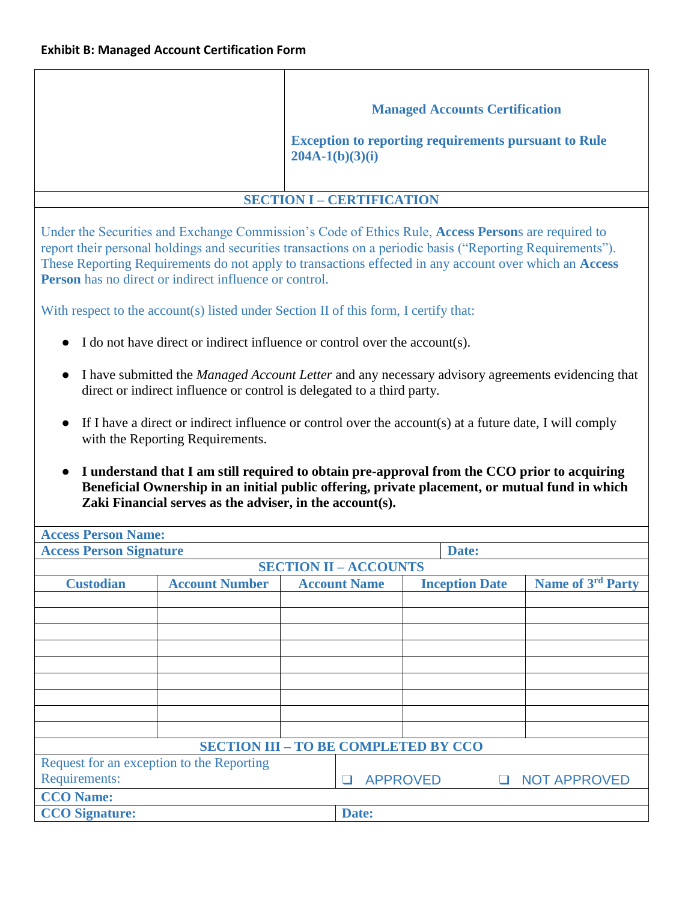**Exhibit B: Managed Account Certification Form**

## Managed Accounts Certification

**Exception to reporting requirements pursuant to Rule 204A-1(b)(3)(i)**

### SECTION I – CERTIFICATION

Under the Securities and Exchange Commission's Code of Ethics Rule, **Access Person**s are required to report their personal holdings and securities transactions on a periodic basis ("Reporting Requirements"). These Reporting Requirements do not apply to transactions effected in any account over which an **Access Person** has no direct or indirect influence or control.

With respect to the account(s) listed under Section II of this form, I certify that:

- I do not have direct or indirect influence or control over the account(s).
- I have submitted the *Managed Account Letter* and any necessary advisory agreements evidencing that direct or indirect influence or control is delegated to a third party.
- If I have a direct or indirect influence or control over the account(s) at a future date, I will comply with the Reporting Requirements.
- **I understand that I am still required to obtain pre-approval from the CCO prior to acquiring Beneficial Ownership in an initial public offering, private placement, or mutual fund in which Zaki Financial serves as the adviser, in the account(s).**

**Access Person Name:**

**Access Person Signature** | **Date:**

### SECTION II – ACCOUNTS

| Custodian | Account Number | Account Name | Inception Date | Name of 3rd Party |
|---|---|---|---|---|
| | | | | |
| | | | | |
| | | | | |
| | | | | |
| | | | | |
| | | | | |
| | | | | |
| | | | | |
| | | | | |

### SECTION III – TO BE COMPLETED BY CCO

| Request for an exception to the Reporting Requirements: | ❑ APPROVED ❑ NOT APPROVED |
|---|---|
| **CCO Name:** | |
| **CCO Signature:** | **Date:** |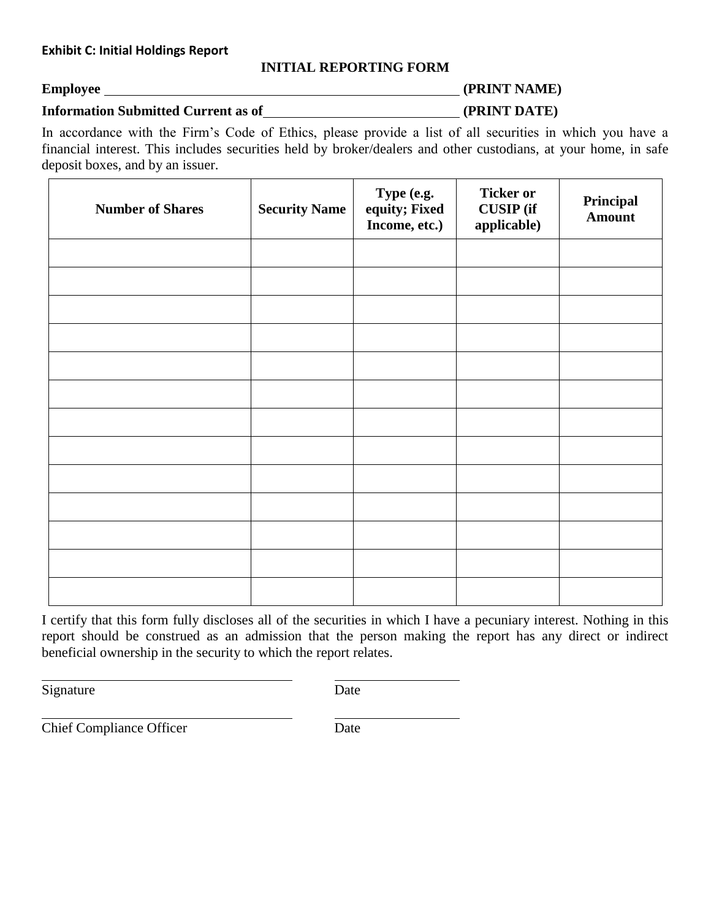**Exhibit C: Initial Holdings Report**

**INITIAL REPORTING FORM**

**Employee** \_\_\_\_\_\_\_\_\_\_\_\_\_\_\_\_\_\_\_\_\_\_\_\_\_\_\_\_\_\_\_\_\_\_\_\_\_\_\_\_\_\_\_\_\_\_\_\_\_\_ **(PRINT NAME)**

**Information Submitted Current as of**\_\_\_\_\_\_\_\_\_\_\_\_\_\_\_\_\_\_\_\_\_\_\_\_\_\_\_\_ **(PRINT DATE)**

In accordance with the Firm's Code of Ethics, please provide a list of all securities in which you have a financial interest. This includes securities held by broker/dealers and other custodians, at your home, in safe deposit boxes, and by an issuer.

| Number of Shares | Security Name | Type (e.g. equity; Fixed Income, etc.) | Ticker or CUSIP (if applicable) | Principal Amount |
|---|---|---|---|---|
| | | | | |
| | | | | |
| | | | | |
| | | | | |
| | | | | |
| | | | | |
| | | | | |
| | | | | |
| | | | | |
| | | | | |
| | | | | |
| | | | | |
| | | | | |

I certify that this form fully discloses all of the securities in which I have a pecuniary interest. Nothing in this report should be construed as an admission that the person making the report has any direct or indirect beneficial ownership in the security to which the report relates.

\_\_\_\_\_\_\_\_\_\_\_\_\_\_\_\_\_\_\_\_\_\_\_\_\_\_\_\_\_\_\_\_\_\_\_\_ \_\_\_\_\_\_\_\_\_\_\_\_\_\_\_\_\_\_

Signature Date

\_\_\_\_\_\_\_\_\_\_\_\_\_\_\_\_\_\_\_\_\_\_\_\_\_\_\_\_\_\_\_\_\_\_\_\_ \_\_\_\_\_\_\_\_\_\_\_\_\_\_\_\_\_\_

Chief Compliance Officer Date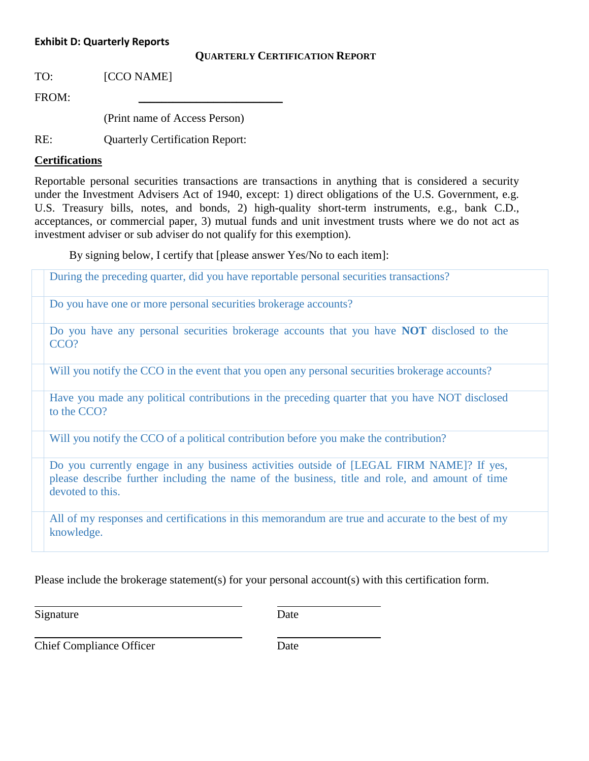**Exhibit D: Quarterly Reports**

**QUARTERLY CERTIFICATION REPORT**

TO: [CCO NAME]

FROM: \_\_\_\_\_\_\_\_\_\_\_\_\_\_\_\_\_\_\_\_\_\_\_\_\_

(Print name of Access Person)

RE: Quarterly Certification Report:

**Certifications**

Reportable personal securities transactions are transactions in anything that is considered a security under the Investment Advisers Act of 1940, except: 1) direct obligations of the U.S. Government, e.g. U.S. Treasury bills, notes, and bonds, 2) high-quality short-term instruments, e.g., bank C.D., acceptances, or commercial paper, 3) mutual funds and unit investment trusts where we do not act as investment adviser or sub adviser do not qualify for this exemption).

By signing below, I certify that [please answer Yes/No to each item]:

| | |
|---|---|
| | During the preceding quarter, did you have reportable personal securities transactions? |
| | Do you have one or more personal securities brokerage accounts? |
| | Do you have any personal securities brokerage accounts that you have **NOT** disclosed to the CCO? |
| | Will you notify the CCO in the event that you open any personal securities brokerage accounts? |
| | Have you made any political contributions in the preceding quarter that you have NOT disclosed to the CCO? |
| | Will you notify the CCO of a political contribution before you make the contribution? |
| | Do you currently engage in any business activities outside of [LEGAL FIRM NAME]? If yes, please describe further including the name of the business, title and role, and amount of time devoted to this. |
| | All of my responses and certifications in this memorandum are true and accurate to the best of my knowledge. |

Please include the brokerage statement(s) for your personal account(s) with this certification form.

\_\_\_\_\_\_\_\_\_\_\_\_\_\_\_\_\_\_\_\_\_\_\_\_\_ \_\_\_\_\_\_\_\_\_\_\_\_\_\_\_

Signature Date

\_\_\_\_\_\_\_\_\_\_\_\_\_\_\_\_\_\_\_\_\_\_\_\_\_ \_\_\_\_\_\_\_\_\_\_\_\_\_\_\_

Chief Compliance Officer Date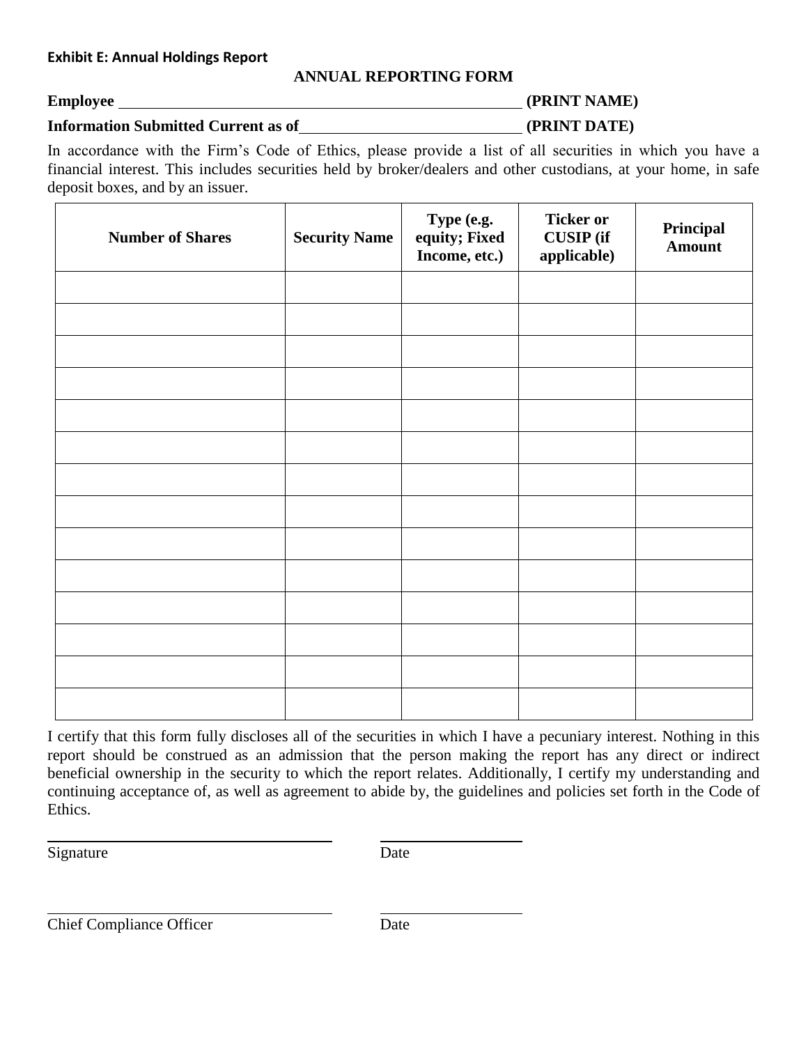**Exhibit E: Annual Holdings Report**

**ANNUAL REPORTING FORM**

**Employee** \_\_\_\_\_\_\_\_\_\_\_\_\_\_\_\_\_\_\_\_\_\_\_\_\_\_\_\_\_\_\_\_\_\_\_\_\_\_\_\_\_\_\_\_\_\_\_\_ **(PRINT NAME)**

**Information Submitted Current as of** \_\_\_\_\_\_\_\_\_\_\_\_\_\_\_\_\_\_\_\_\_\_\_\_\_\_\_\_ **(PRINT DATE)**

In accordance with the Firm's Code of Ethics, please provide a list of all securities in which you have a financial interest. This includes securities held by broker/dealers and other custodians, at your home, in safe deposit boxes, and by an issuer.

| Number of Shares | Security Name | Type (e.g. equity; Fixed Income, etc.) | Ticker or CUSIP (if applicable) | Principal Amount |
|---|---|---|---|---|
| | | | | |
| | | | | |
| | | | | |
| | | | | |
| | | | | |
| | | | | |
| | | | | |
| | | | | |
| | | | | |
| | | | | |
| | | | | |
| | | | | |
| | | | | |
| | | | | |

I certify that this form fully discloses all of the securities in which I have a pecuniary interest. Nothing in this report should be construed as an admission that the person making the report has any direct or indirect beneficial ownership in the security to which the report relates. Additionally, I certify my understanding and continuing acceptance of, as well as agreement to abide by, the guidelines and policies set forth in the Code of Ethics.

\_\_\_\_\_\_\_\_\_\_\_\_\_\_\_\_\_\_\_\_\_\_\_\_\_\_\_\_\_\_ \_\_\_\_\_\_\_\_\_\_\_\_\_\_\_\_

Signature Date

\_\_\_\_\_\_\_\_\_\_\_\_\_\_\_\_\_\_\_\_\_\_\_\_\_\_\_\_\_\_ \_\_\_\_\_\_\_\_\_\_\_\_\_\_\_\_

Chief Compliance Officer Date